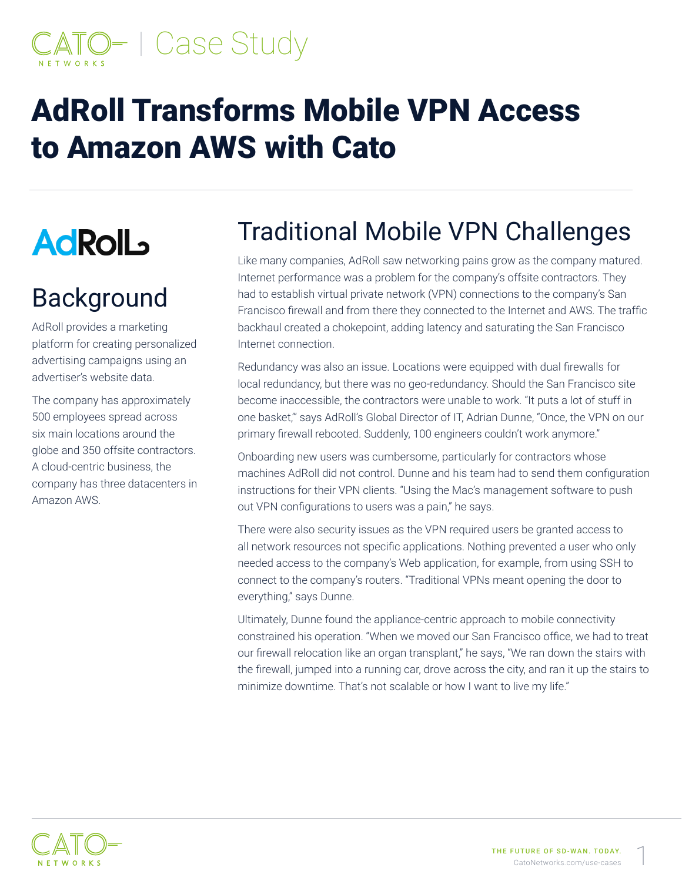CATO NETWORKS | Case Study

# AdRoll Transforms Mobile VPN Access to Amazon AWS with Cato

AdRoll

## Background

AdRoll provides a marketing platform for creating personalized advertising campaigns using an advertiser's website data.

The company has approximately 500 employees spread across six main locations around the globe and 350 offsite contractors. A cloud-centric business, the company has three datacenters in Amazon AWS.

## Traditional Mobile VPN Challenges

Like many companies, AdRoll saw networking pains grow as the company matured. Internet performance was a problem for the company's offsite contractors. They had to establish virtual private network (VPN) connections to the company's San Francisco firewall and from there they connected to the Internet and AWS. The traffic backhaul created a chokepoint, adding latency and saturating the San Francisco Internet connection.

Redundancy was also an issue. Locations were equipped with dual firewalls for local redundancy, but there was no geo-redundancy. Should the San Francisco site become inaccessible, the contractors were unable to work. "It puts a lot of stuff in one basket," says AdRoll's Global Director of IT, Adrian Dunne, "Once, the VPN on our primary firewall rebooted. Suddenly, 100 engineers couldn't work anymore."

Onboarding new users was cumbersome, particularly for contractors whose machines AdRoll did not control. Dunne and his team had to send them configuration instructions for their VPN clients. "Using the Mac's management software to push out VPN configurations to users was a pain," he says.

There were also security issues as the VPN required users be granted access to all network resources not specific applications. Nothing prevented a user who only needed access to the company's Web application, for example, from using SSH to connect to the company's routers. "Traditional VPNs meant opening the door to everything," says Dunne.

Ultimately, Dunne found the appliance-centric approach to mobile connectivity constrained his operation. "When we moved our San Francisco office, we had to treat our firewall relocation like an organ transplant," he says, "We ran down the stairs with the firewall, jumped into a running car, drove across the city, and ran it up the stairs to minimize downtime. That's not scalable or how I want to live my life."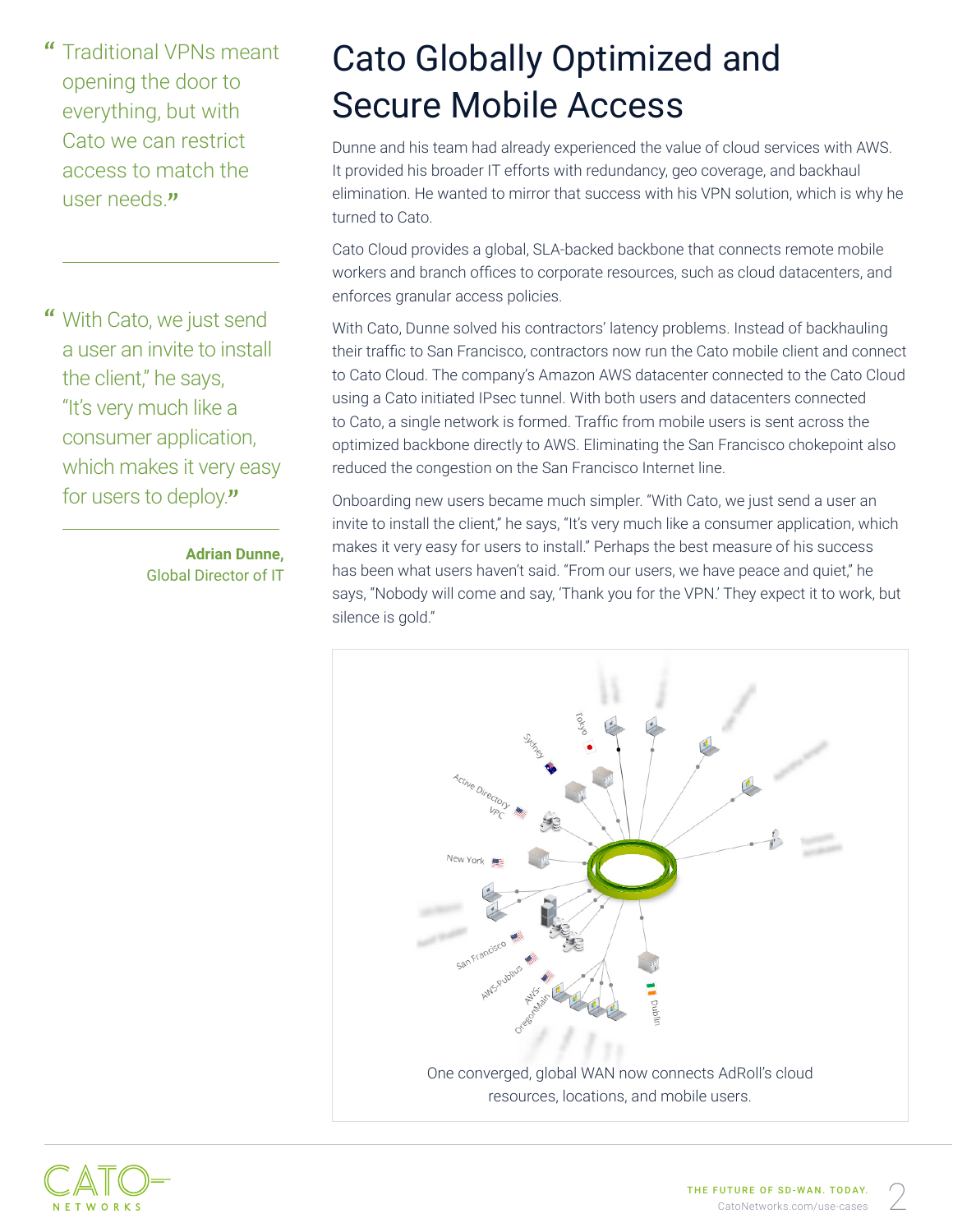> "Traditional VPNs meant opening the door to everything, but with Cato we can restrict access to match the user needs."

> "With Cato, we just send a user an invite to install the client," he says, "It's very much like a consumer application, which makes it very easy for users to deploy."

**Adrian Dunne,**
Global Director of IT

# Cato Globally Optimized and Secure Mobile Access

Dunne and his team had already experienced the value of cloud services with AWS. It provided his broader IT efforts with redundancy, geo coverage, and backhaul elimination. He wanted to mirror that success with his VPN solution, which is why he turned to Cato.

Cato Cloud provides a global, SLA-backed backbone that connects remote mobile workers and branch offices to corporate resources, such as cloud datacenters, and enforces granular access policies.

With Cato, Dunne solved his contractors' latency problems. Instead of backhauling their traffic to San Francisco, contractors now run the Cato mobile client and connect to Cato Cloud. The company's Amazon AWS datacenter connected to the Cato Cloud using a Cato initiated IPsec tunnel. With both users and datacenters connected to Cato, a single network is formed. Traffic from mobile users is sent across the optimized backbone directly to AWS. Eliminating the San Francisco chokepoint also reduced the congestion on the San Francisco Internet line.

Onboarding new users became much simpler. "With Cato, we just send a user an invite to install the client," he says, "It's very much like a consumer application, which makes it very easy for users to install." Perhaps the best measure of his success has been what users haven't said. "From our users, we have peace and quiet," he says, "Nobody will come and say, 'Thank you for the VPN.' They expect it to work, but silence is gold."

One converged, global WAN now connects AdRoll's cloud resources, locations, and mobile users.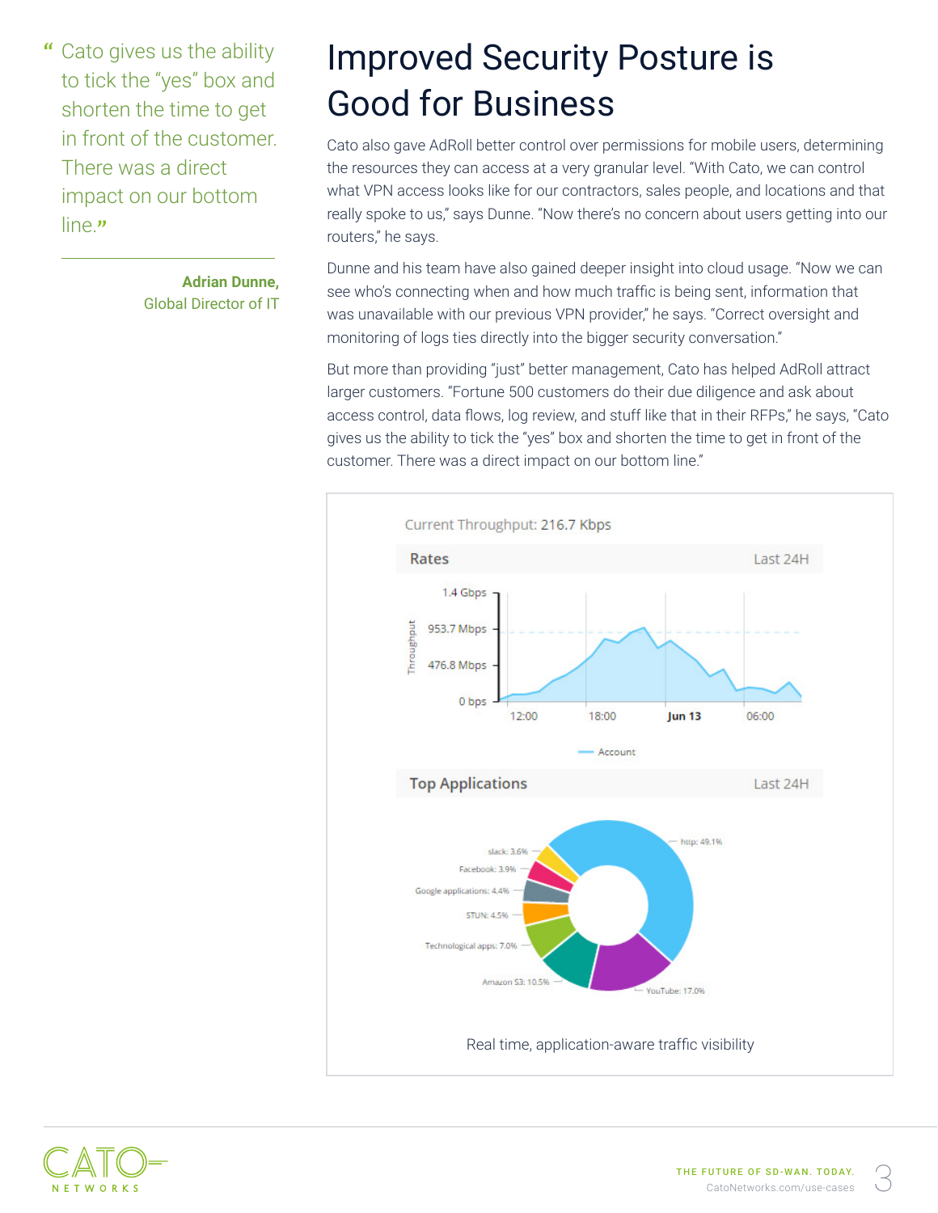> "Cato gives us the ability to tick the "yes" box and shorten the time to get in front of the customer. There was a direct impact on our bottom line."
>
> **Adrian Dunne,**
> Global Director of IT

# Improved Security Posture is Good for Business

Cato also gave AdRoll better control over permissions for mobile users, determining the resources they can access at a very granular level. "With Cato, we can control what VPN access looks like for our contractors, sales people, and locations and that really spoke to us," says Dunne. "Now there's no concern about users getting into our routers," he says.

Dunne and his team have also gained deeper insight into cloud usage. "Now we can see who's connecting when and how much traffic is being sent, information that was unavailable with our previous VPN provider," he says. "Correct oversight and monitoring of logs ties directly into the bigger security conversation."

But more than providing "just" better management, Cato has helped AdRoll attract larger customers. "Fortune 500 customers do their due diligence and ask about access control, data flows, log review, and stuff like that in their RFPs," he says, "Cato gives us the ability to tick the "yes" box and shorten the time to get in front of the customer. There was a direct impact on our bottom line."

Real time, application-aware traffic visibility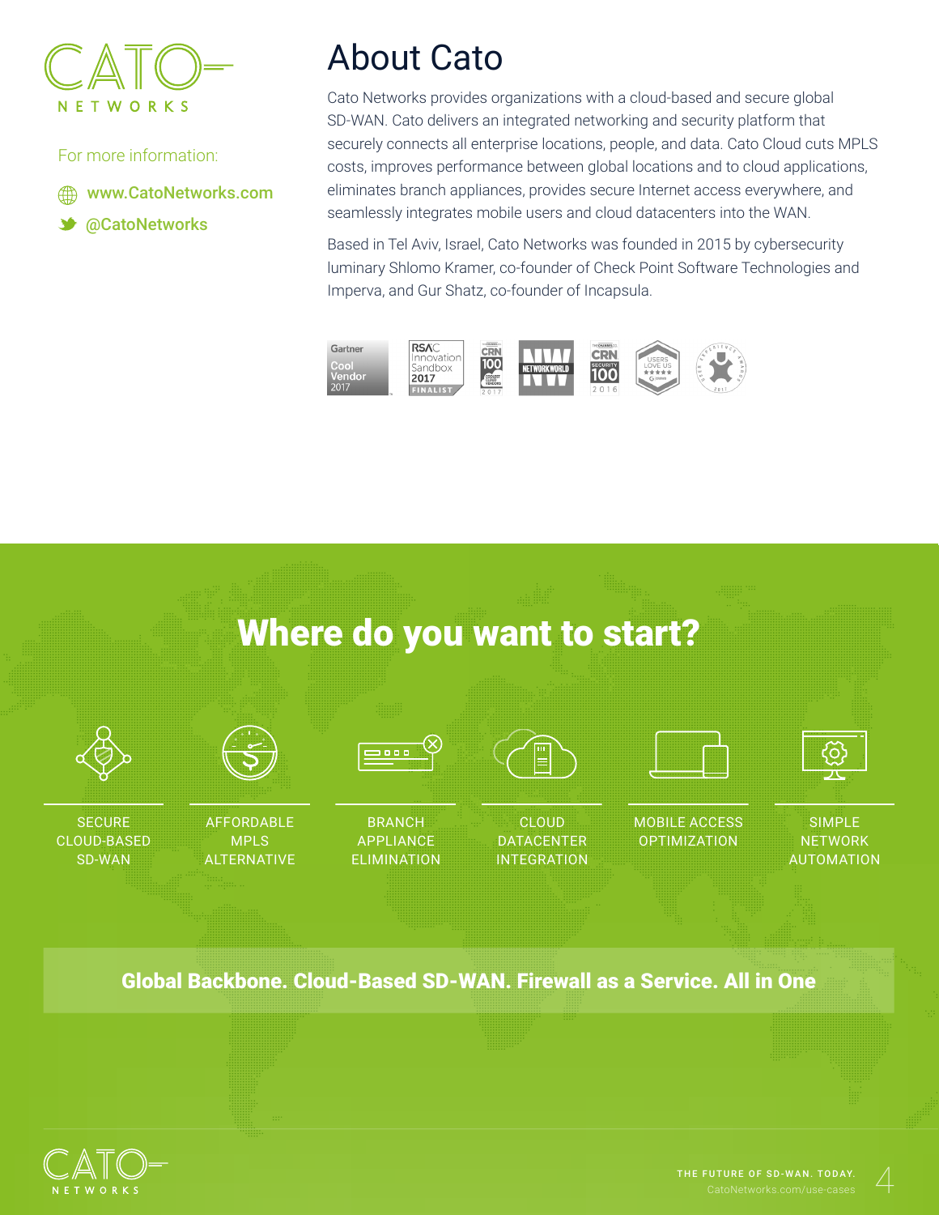CATO NETWORKS

For more information:

www.CatoNetworks.com

@CatoNetworks

# About Cato

Cato Networks provides organizations with a cloud-based and secure global SD-WAN. Cato delivers an integrated networking and security platform that securely connects all enterprise locations, people, and data. Cato Cloud cuts MPLS costs, improves performance between global locations and to cloud applications, eliminates branch appliances, provides secure Internet access everywhere, and seamlessly integrates mobile users and cloud datacenters into the WAN.

Based in Tel Aviv, Israel, Cato Networks was founded in 2015 by cybersecurity luminary Shlomo Kramer, co-founder of Check Point Software Technologies and Imperva, and Gur Shatz, co-founder of Incapsula.

Gartner Cool Vendor 2017

RSAC Innovation Sandbox 2017 FINALIST

CRN 100 2017

NETWORKWORLD

CRN SECURITY 100 2016

USERS LOVE US

2017

# Where do you want to start?

- SECURE CLOUD-BASED SD-WAN
- AFFORDABLE MPLS ALTERNATIVE
- BRANCH APPLIANCE ELIMINATION
- CLOUD DATACENTER INTEGRATION
- MOBILE ACCESS OPTIMIZATION
- SIMPLE NETWORK AUTOMATION

**Global Backbone. Cloud-Based SD-WAN. Firewall as a Service. All in One**

CATO NETWORKS

THE FUTURE OF SD-WAN. TODAY.

CatoNetworks.com/use-cases